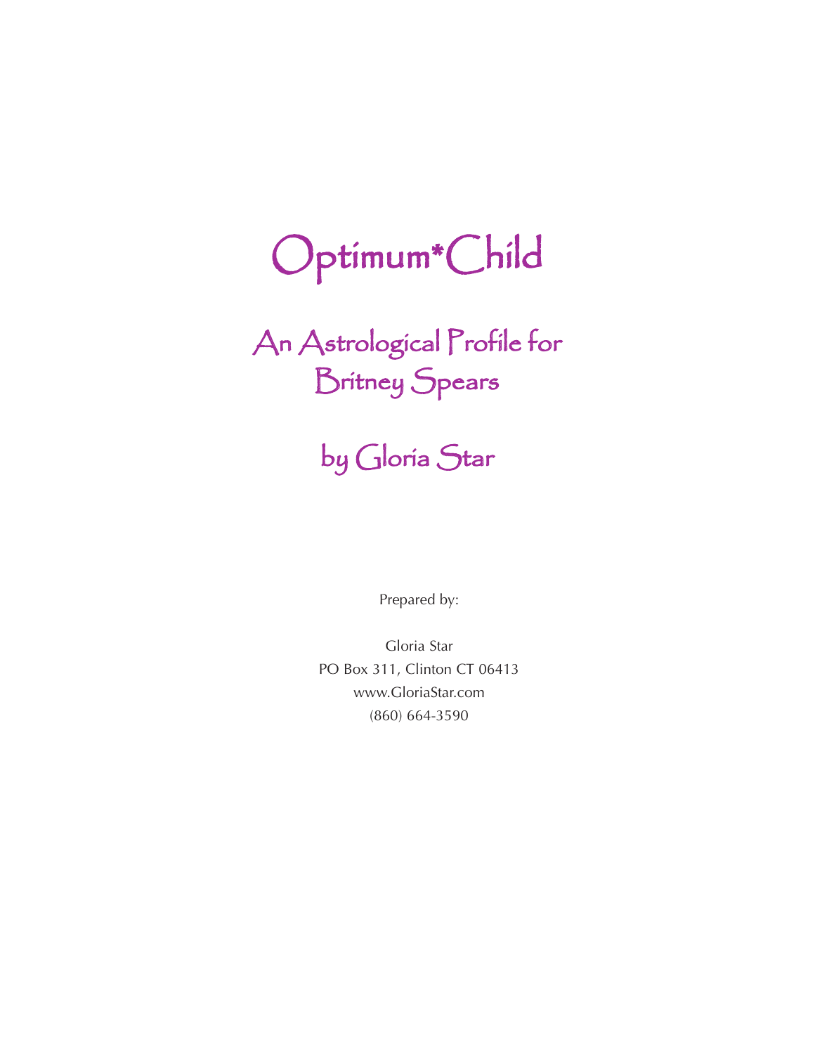# Optimum*Child

## An Astrological Profile for Britney Spears

## by Gloria Star

Prepared by:

Gloria Star  
PO Box 311, Clinton CT 06413  
www.GloriaStar.com  
(860) 664-3590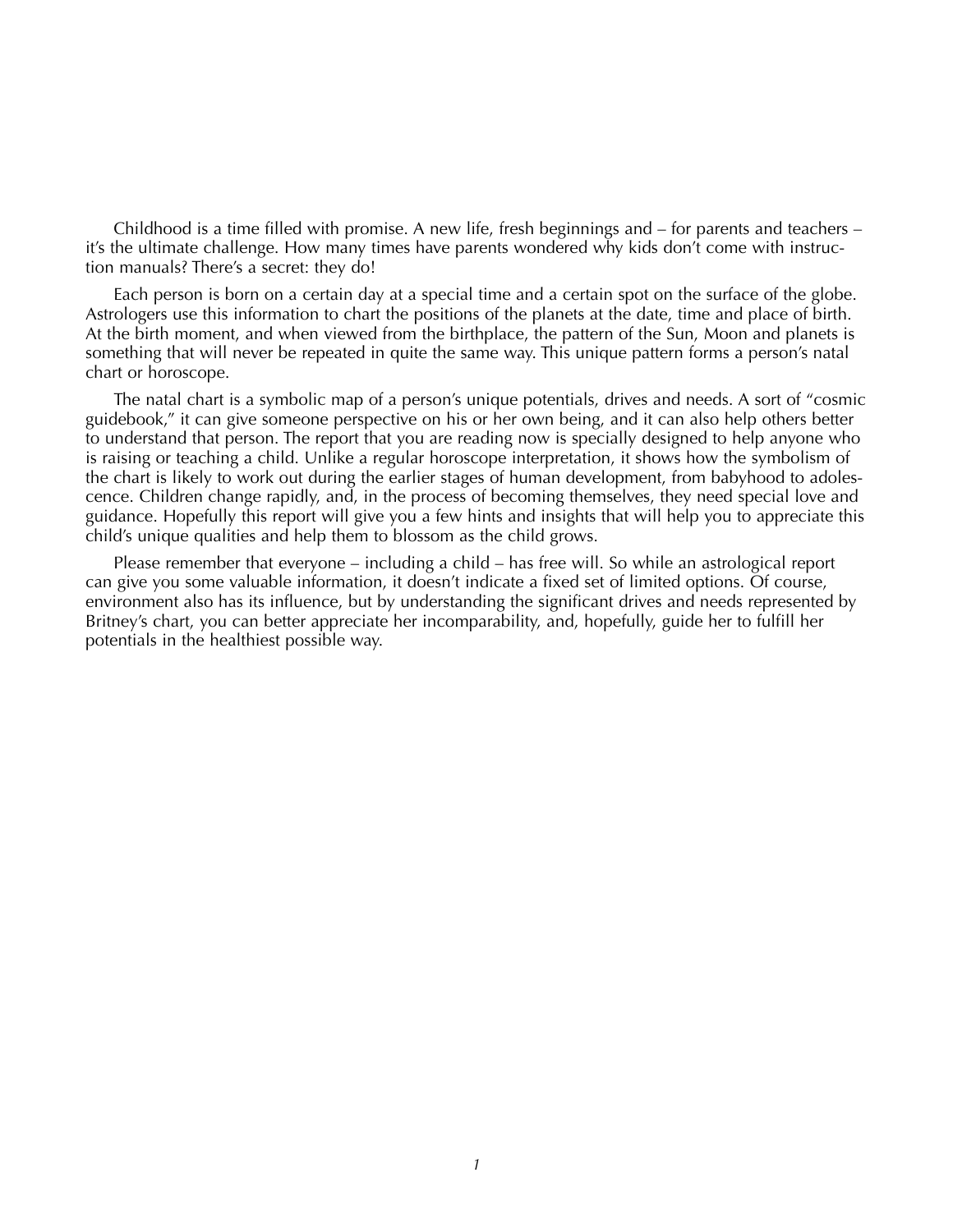Childhood is a time filled with promise. A new life, fresh beginnings and – for parents and teachers – it's the ultimate challenge. How many times have parents wondered why kids don't come with instruction manuals? There's a secret: they do!

Each person is born on a certain day at a special time and a certain spot on the surface of the globe. Astrologers use this information to chart the positions of the planets at the date, time and place of birth. At the birth moment, and when viewed from the birthplace, the pattern of the Sun, Moon and planets is something that will never be repeated in quite the same way. This unique pattern forms a person's natal chart or horoscope.

The natal chart is a symbolic map of a person's unique potentials, drives and needs. A sort of "cosmic guidebook," it can give someone perspective on his or her own being, and it can also help others better to understand that person. The report that you are reading now is specially designed to help anyone who is raising or teaching a child. Unlike a regular horoscope interpretation, it shows how the symbolism of the chart is likely to work out during the earlier stages of human development, from babyhood to adolescence. Children change rapidly, and, in the process of becoming themselves, they need special love and guidance. Hopefully this report will give you a few hints and insights that will help you to appreciate this child's unique qualities and help them to blossom as the child grows.

Please remember that everyone – including a child – has free will. So while an astrological report can give you some valuable information, it doesn't indicate a fixed set of limited options. Of course, environment also has its influence, but by understanding the significant drives and needs represented by Britney's chart, you can better appreciate her incomparability, and, hopefully, guide her to fulfill her potentials in the healthiest possible way.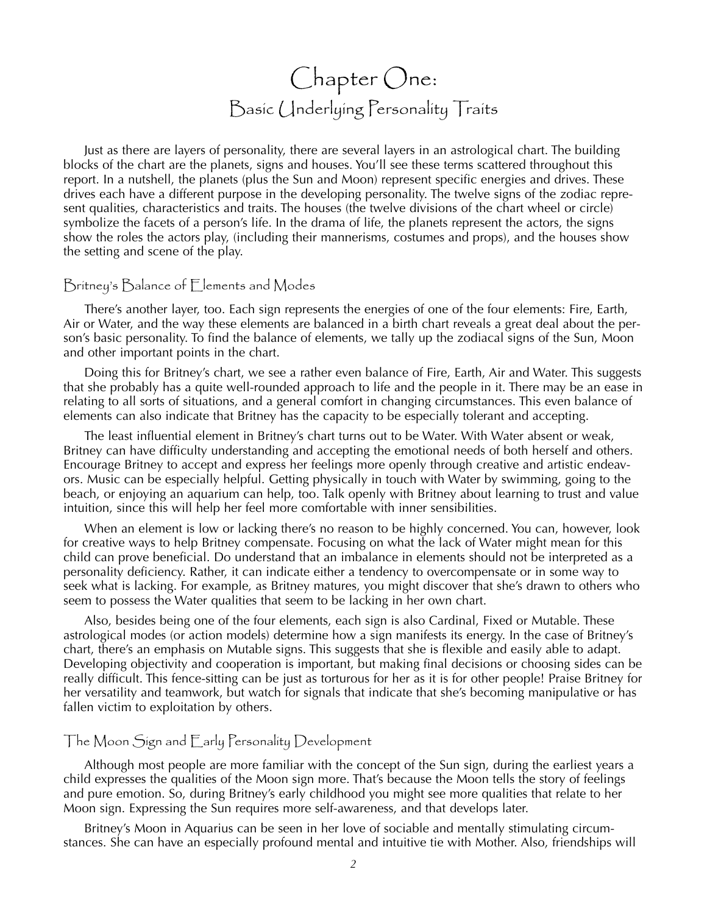# Chapter One:
## Basic Underlying Personality Traits

Just as there are layers of personality, there are several layers in an astrological chart. The building blocks of the chart are the planets, signs and houses. You'll see these terms scattered throughout this report. In a nutshell, the planets (plus the Sun and Moon) represent specific energies and drives. These drives each have a different purpose in the developing personality. The twelve signs of the zodiac represent qualities, characteristics and traits. The houses (the twelve divisions of the chart wheel or circle) symbolize the facets of a person's life. In the drama of life, the planets represent the actors, the signs show the roles the actors play, (including their mannerisms, costumes and props), and the houses show the setting and scene of the play.

### Britney's Balance of Elements and Modes

There's another layer, too. Each sign represents the energies of one of the four elements: Fire, Earth, Air or Water, and the way these elements are balanced in a birth chart reveals a great deal about the person's basic personality. To find the balance of elements, we tally up the zodiacal signs of the Sun, Moon and other important points in the chart.

Doing this for Britney's chart, we see a rather even balance of Fire, Earth, Air and Water. This suggests that she probably has a quite well-rounded approach to life and the people in it. There may be an ease in relating to all sorts of situations, and a general comfort in changing circumstances. This even balance of elements can also indicate that Britney has the capacity to be especially tolerant and accepting.

The least influential element in Britney's chart turns out to be Water. With Water absent or weak, Britney can have difficulty understanding and accepting the emotional needs of both herself and others. Encourage Britney to accept and express her feelings more openly through creative and artistic endeavors. Music can be especially helpful. Getting physically in touch with Water by swimming, going to the beach, or enjoying an aquarium can help, too. Talk openly with Britney about learning to trust and value intuition, since this will help her feel more comfortable with inner sensibilities.

When an element is low or lacking there's no reason to be highly concerned. You can, however, look for creative ways to help Britney compensate. Focusing on what the lack of Water might mean for this child can prove beneficial. Do understand that an imbalance in elements should not be interpreted as a personality deficiency. Rather, it can indicate either a tendency to overcompensate or in some way to seek what is lacking. For example, as Britney matures, you might discover that she's drawn to others who seem to possess the Water qualities that seem to be lacking in her own chart.

Also, besides being one of the four elements, each sign is also Cardinal, Fixed or Mutable. These astrological modes (or action models) determine how a sign manifests its energy. In the case of Britney's chart, there's an emphasis on Mutable signs. This suggests that she is flexible and easily able to adapt. Developing objectivity and cooperation is important, but making final decisions or choosing sides can be really difficult. This fence-sitting can be just as torturous for her as it is for other people! Praise Britney for her versatility and teamwork, but watch for signals that indicate that she's becoming manipulative or has fallen victim to exploitation by others.

### The Moon Sign and Early Personality Development

Although most people are more familiar with the concept of the Sun sign, during the earliest years a child expresses the qualities of the Moon sign more. That's because the Moon tells the story of feelings and pure emotion. So, during Britney's early childhood you might see more qualities that relate to her Moon sign. Expressing the Sun requires more self-awareness, and that develops later.

Britney's Moon in Aquarius can be seen in her love of sociable and mentally stimulating circumstances. She can have an especially profound mental and intuitive tie with Mother. Also, friendships will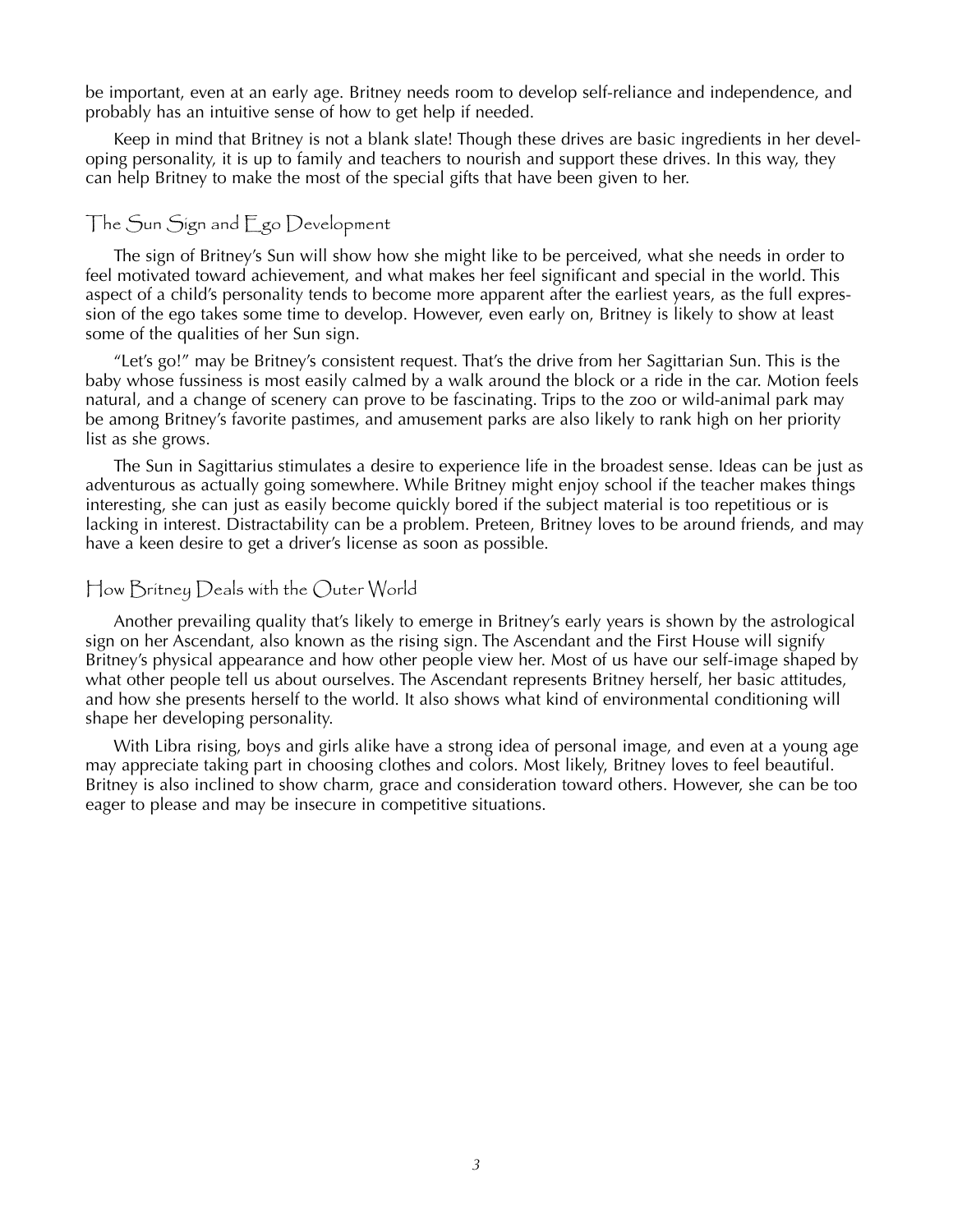be important, even at an early age. Britney needs room to develop self-reliance and independence, and probably has an intuitive sense of how to get help if needed.

Keep in mind that Britney is not a blank slate! Though these drives are basic ingredients in her developing personality, it is up to family and teachers to nourish and support these drives. In this way, they can help Britney to make the most of the special gifts that have been given to her.

## The Sun Sign and Ego Development

The sign of Britney's Sun will show how she might like to be perceived, what she needs in order to feel motivated toward achievement, and what makes her feel significant and special in the world. This aspect of a child's personality tends to become more apparent after the earliest years, as the full expression of the ego takes some time to develop. However, even early on, Britney is likely to show at least some of the qualities of her Sun sign.

"Let's go!" may be Britney's consistent request. That's the drive from her Sagittarian Sun. This is the baby whose fussiness is most easily calmed by a walk around the block or a ride in the car. Motion feels natural, and a change of scenery can prove to be fascinating. Trips to the zoo or wild-animal park may be among Britney's favorite pastimes, and amusement parks are also likely to rank high on her priority list as she grows.

The Sun in Sagittarius stimulates a desire to experience life in the broadest sense. Ideas can be just as adventurous as actually going somewhere. While Britney might enjoy school if the teacher makes things interesting, she can just as easily become quickly bored if the subject material is too repetitious or is lacking in interest. Distractability can be a problem. Preteen, Britney loves to be around friends, and may have a keen desire to get a driver's license as soon as possible.

## How Britney Deals with the Outer World

Another prevailing quality that's likely to emerge in Britney's early years is shown by the astrological sign on her Ascendant, also known as the rising sign. The Ascendant and the First House will signify Britney's physical appearance and how other people view her. Most of us have our self-image shaped by what other people tell us about ourselves. The Ascendant represents Britney herself, her basic attitudes, and how she presents herself to the world. It also shows what kind of environmental conditioning will shape her developing personality.

With Libra rising, boys and girls alike have a strong idea of personal image, and even at a young age may appreciate taking part in choosing clothes and colors. Most likely, Britney loves to feel beautiful. Britney is also inclined to show charm, grace and consideration toward others. However, she can be too eager to please and may be insecure in competitive situations.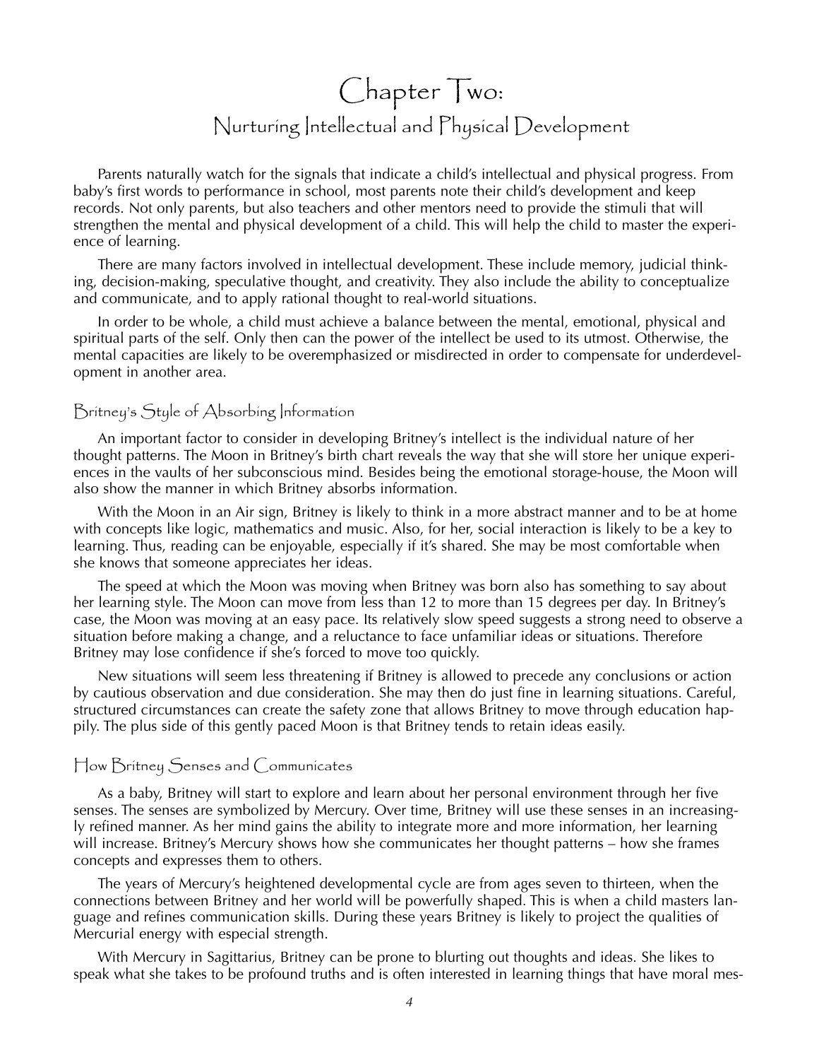# Chapter Two:
## Nurturing Intellectual and Physical Development

Parents naturally watch for the signals that indicate a child's intellectual and physical progress. From baby's first words to performance in school, most parents note their child's development and keep records. Not only parents, but also teachers and other mentors need to provide the stimuli that will strengthen the mental and physical development of a child. This will help the child to master the experience of learning.

There are many factors involved in intellectual development. These include memory, judicial thinking, decision-making, speculative thought, and creativity. They also include the ability to conceptualize and communicate, and to apply rational thought to real-world situations.

In order to be whole, a child must achieve a balance between the mental, emotional, physical and spiritual parts of the self. Only then can the power of the intellect be used to its utmost. Otherwise, the mental capacities are likely to be overemphasized or misdirected in order to compensate for underdevelopment in another area.

### Britney's Style of Absorbing Information

An important factor to consider in developing Britney's intellect is the individual nature of her thought patterns. The Moon in Britney's birth chart reveals the way that she will store her unique experiences in the vaults of her subconscious mind. Besides being the emotional storage-house, the Moon will also show the manner in which Britney absorbs information.

With the Moon in an Air sign, Britney is likely to think in a more abstract manner and to be at home with concepts like logic, mathematics and music. Also, for her, social interaction is likely to be a key to learning. Thus, reading can be enjoyable, especially if it's shared. She may be most comfortable when she knows that someone appreciates her ideas.

The speed at which the Moon was moving when Britney was born also has something to say about her learning style. The Moon can move from less than 12 to more than 15 degrees per day. In Britney's case, the Moon was moving at an easy pace. Its relatively slow speed suggests a strong need to observe a situation before making a change, and a reluctance to face unfamiliar ideas or situations. Therefore Britney may lose confidence if she's forced to move too quickly.

New situations will seem less threatening if Britney is allowed to precede any conclusions or action by cautious observation and due consideration. She may then do just fine in learning situations. Careful, structured circumstances can create the safety zone that allows Britney to move through education happily. The plus side of this gently paced Moon is that Britney tends to retain ideas easily.

### How Britney Senses and Communicates

As a baby, Britney will start to explore and learn about her personal environment through her five senses. The senses are symbolized by Mercury. Over time, Britney will use these senses in an increasingly refined manner. As her mind gains the ability to integrate more and more information, her learning will increase. Britney's Mercury shows how she communicates her thought patterns – how she frames concepts and expresses them to others.

The years of Mercury's heightened developmental cycle are from ages seven to thirteen, when the connections between Britney and her world will be powerfully shaped. This is when a child masters language and refines communication skills. During these years Britney is likely to project the qualities of Mercurial energy with especial strength.

With Mercury in Sagittarius, Britney can be prone to blurting out thoughts and ideas. She likes to speak what she takes to be profound truths and is often interested in learning things that have moral mes-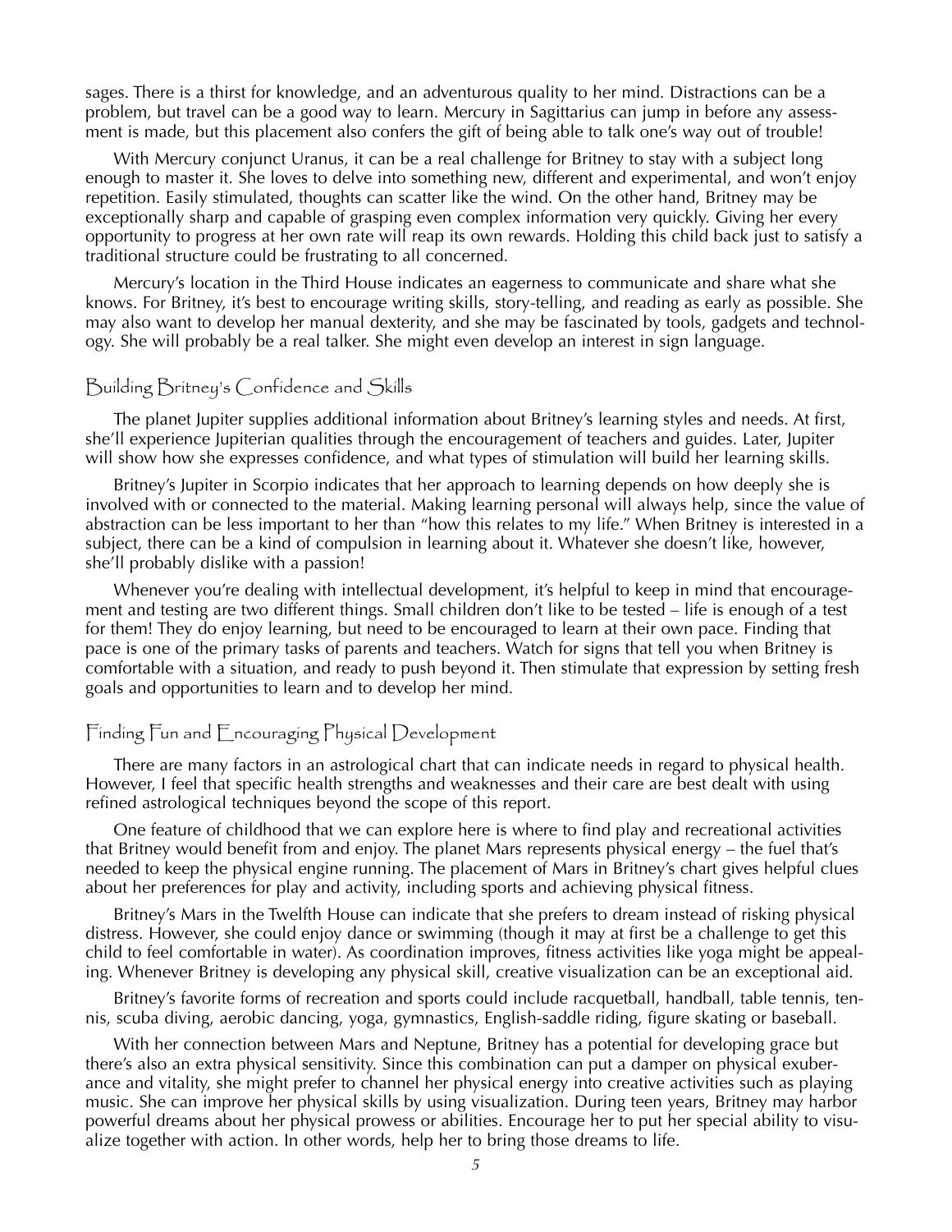sages. There is a thirst for knowledge, and an adventurous quality to her mind. Distractions can be a problem, but travel can be a good way to learn. Mercury in Sagittarius can jump in before any assessment is made, but this placement also confers the gift of being able to talk one's way out of trouble!

With Mercury conjunct Uranus, it can be a real challenge for Britney to stay with a subject long enough to master it. She loves to delve into something new, different and experimental, and won't enjoy repetition. Easily stimulated, thoughts can scatter like the wind. On the other hand, Britney may be exceptionally sharp and capable of grasping even complex information very quickly. Giving her every opportunity to progress at her own rate will reap its own rewards. Holding this child back just to satisfy a traditional structure could be frustrating to all concerned.

Mercury's location in the Third House indicates an eagerness to communicate and share what she knows. For Britney, it's best to encourage writing skills, story-telling, and reading as early as possible. She may also want to develop her manual dexterity, and she may be fascinated by tools, gadgets and technology. She will probably be a real talker. She might even develop an interest in sign language.

## Building Britney's Confidence and Skills

The planet Jupiter supplies additional information about Britney's learning styles and needs. At first, she'll experience Jupiterian qualities through the encouragement of teachers and guides. Later, Jupiter will show how she expresses confidence, and what types of stimulation will build her learning skills.

Britney's Jupiter in Scorpio indicates that her approach to learning depends on how deeply she is involved with or connected to the material. Making learning personal will always help, since the value of abstraction can be less important to her than "how this relates to my life." When Britney is interested in a subject, there can be a kind of compulsion in learning about it. Whatever she doesn't like, however, she'll probably dislike with a passion!

Whenever you're dealing with intellectual development, it's helpful to keep in mind that encouragement and testing are two different things. Small children don't like to be tested – life is enough of a test for them! They do enjoy learning, but need to be encouraged to learn at their own pace. Finding that pace is one of the primary tasks of parents and teachers. Watch for signs that tell you when Britney is comfortable with a situation, and ready to push beyond it. Then stimulate that expression by setting fresh goals and opportunities to learn and to develop her mind.

## Finding Fun and Encouraging Physical Development

There are many factors in an astrological chart that can indicate needs in regard to physical health. However, I feel that specific health strengths and weaknesses and their care are best dealt with using refined astrological techniques beyond the scope of this report.

One feature of childhood that we can explore here is where to find play and recreational activities that Britney would benefit from and enjoy. The planet Mars represents physical energy – the fuel that's needed to keep the physical engine running. The placement of Mars in Britney's chart gives helpful clues about her preferences for play and activity, including sports and achieving physical fitness.

Britney's Mars in the Twelfth House can indicate that she prefers to dream instead of risking physical distress. However, she could enjoy dance or swimming (though it may at first be a challenge to get this child to feel comfortable in water). As coordination improves, fitness activities like yoga might be appealing. Whenever Britney is developing any physical skill, creative visualization can be an exceptional aid.

Britney's favorite forms of recreation and sports could include racquetball, handball, table tennis, tennis, scuba diving, aerobic dancing, yoga, gymnastics, English-saddle riding, figure skating or baseball.

With her connection between Mars and Neptune, Britney has a potential for developing grace but there's also an extra physical sensitivity. Since this combination can put a damper on physical exuberance and vitality, she might prefer to channel her physical energy into creative activities such as playing music. She can improve her physical skills by using visualization. During teen years, Britney may harbor powerful dreams about her physical prowess or abilities. Encourage her to put her special ability to visualize together with action. In other words, help her to bring those dreams to life.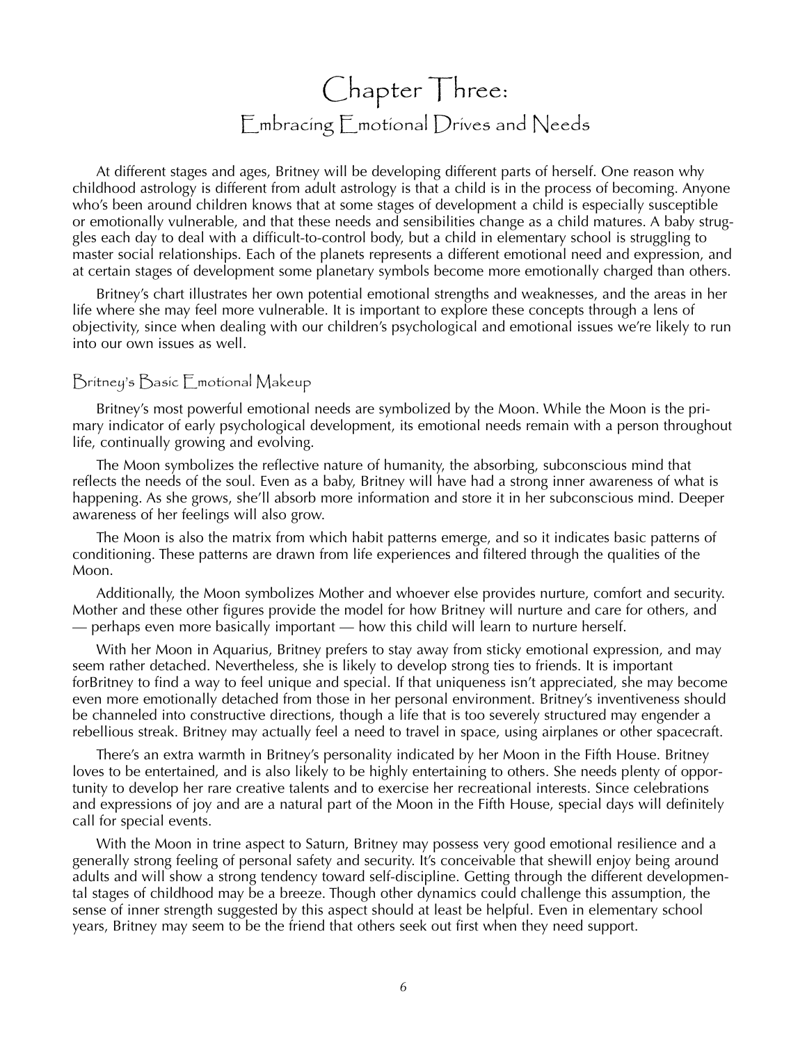# Chapter Three:
## Embracing Emotional Drives and Needs

At different stages and ages, Britney will be developing different parts of herself. One reason why childhood astrology is different from adult astrology is that a child is in the process of becoming. Anyone who's been around children knows that at some stages of development a child is especially susceptible or emotionally vulnerable, and that these needs and sensibilities change as a child matures. A baby struggles each day to deal with a difficult-to-control body, but a child in elementary school is struggling to master social relationships. Each of the planets represents a different emotional need and expression, and at certain stages of development some planetary symbols become more emotionally charged than others.

Britney's chart illustrates her own potential emotional strengths and weaknesses, and the areas in her life where she may feel more vulnerable. It is important to explore these concepts through a lens of objectivity, since when dealing with our children's psychological and emotional issues we're likely to run into our own issues as well.

### Britney's Basic Emotional Makeup

Britney's most powerful emotional needs are symbolized by the Moon. While the Moon is the primary indicator of early psychological development, its emotional needs remain with a person throughout life, continually growing and evolving.

The Moon symbolizes the reflective nature of humanity, the absorbing, subconscious mind that reflects the needs of the soul. Even as a baby, Britney will have had a strong inner awareness of what is happening. As she grows, she'll absorb more information and store it in her subconscious mind. Deeper awareness of her feelings will also grow.

The Moon is also the matrix from which habit patterns emerge, and so it indicates basic patterns of conditioning. These patterns are drawn from life experiences and filtered through the qualities of the Moon.

Additionally, the Moon symbolizes Mother and whoever else provides nurture, comfort and security. Mother and these other figures provide the model for how Britney will nurture and care for others, and — perhaps even more basically important — how this child will learn to nurture herself.

With her Moon in Aquarius, Britney prefers to stay away from sticky emotional expression, and may seem rather detached. Nevertheless, she is likely to develop strong ties to friends. It is important forBritney to find a way to feel unique and special. If that uniqueness isn't appreciated, she may become even more emotionally detached from those in her personal environment. Britney's inventiveness should be channeled into constructive directions, though a life that is too severely structured may engender a rebellious streak. Britney may actually feel a need to travel in space, using airplanes or other spacecraft.

There's an extra warmth in Britney's personality indicated by her Moon in the Fifth House. Britney loves to be entertained, and is also likely to be highly entertaining to others. She needs plenty of opportunity to develop her rare creative talents and to exercise her recreational interests. Since celebrations and expressions of joy and are a natural part of the Moon in the Fifth House, special days will definitely call for special events.

With the Moon in trine aspect to Saturn, Britney may possess very good emotional resilience and a generally strong feeling of personal safety and security. It's conceivable that shewill enjoy being around adults and will show a strong tendency toward self-discipline. Getting through the different developmental stages of childhood may be a breeze. Though other dynamics could challenge this assumption, the sense of inner strength suggested by this aspect should at least be helpful. Even in elementary school years, Britney may seem to be the friend that others seek out first when they need support.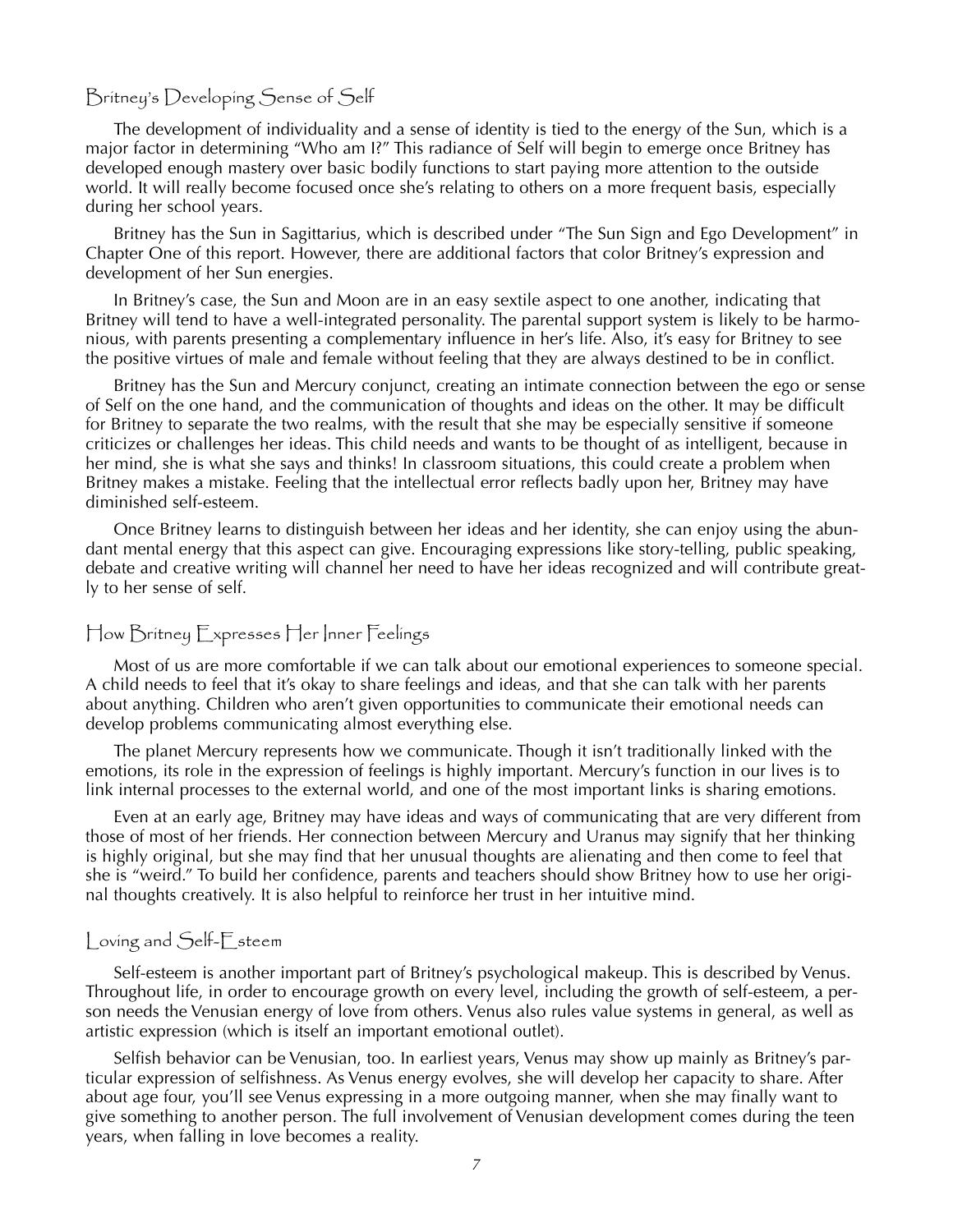## Britney's Developing Sense of Self

The development of individuality and a sense of identity is tied to the energy of the Sun, which is a major factor in determining "Who am I?" This radiance of Self will begin to emerge once Britney has developed enough mastery over basic bodily functions to start paying more attention to the outside world. It will really become focused once she's relating to others on a more frequent basis, especially during her school years.

Britney has the Sun in Sagittarius, which is described under "The Sun Sign and Ego Development" in Chapter One of this report. However, there are additional factors that color Britney's expression and development of her Sun energies.

In Britney's case, the Sun and Moon are in an easy sextile aspect to one another, indicating that Britney will tend to have a well-integrated personality. The parental support system is likely to be harmonious, with parents presenting a complementary influence in her's life. Also, it's easy for Britney to see the positive virtues of male and female without feeling that they are always destined to be in conflict.

Britney has the Sun and Mercury conjunct, creating an intimate connection between the ego or sense of Self on the one hand, and the communication of thoughts and ideas on the other. It may be difficult for Britney to separate the two realms, with the result that she may be especially sensitive if someone criticizes or challenges her ideas. This child needs and wants to be thought of as intelligent, because in her mind, she is what she says and thinks! In classroom situations, this could create a problem when Britney makes a mistake. Feeling that the intellectual error reflects badly upon her, Britney may have diminished self-esteem.

Once Britney learns to distinguish between her ideas and her identity, she can enjoy using the abundant mental energy that this aspect can give. Encouraging expressions like story-telling, public speaking, debate and creative writing will channel her need to have her ideas recognized and will contribute greatly to her sense of self.

## How Britney Expresses Her Inner Feelings

Most of us are more comfortable if we can talk about our emotional experiences to someone special. A child needs to feel that it's okay to share feelings and ideas, and that she can talk with her parents about anything. Children who aren't given opportunities to communicate their emotional needs can develop problems communicating almost everything else.

The planet Mercury represents how we communicate. Though it isn't traditionally linked with the emotions, its role in the expression of feelings is highly important. Mercury's function in our lives is to link internal processes to the external world, and one of the most important links is sharing emotions.

Even at an early age, Britney may have ideas and ways of communicating that are very different from those of most of her friends. Her connection between Mercury and Uranus may signify that her thinking is highly original, but she may find that her unusual thoughts are alienating and then come to feel that she is "weird." To build her confidence, parents and teachers should show Britney how to use her original thoughts creatively. It is also helpful to reinforce her trust in her intuitive mind.

## Loving and Self-Esteem

Self-esteem is another important part of Britney's psychological makeup. This is described by Venus. Throughout life, in order to encourage growth on every level, including the growth of self-esteem, a person needs the Venusian energy of love from others. Venus also rules value systems in general, as well as artistic expression (which is itself an important emotional outlet).

Selfish behavior can be Venusian, too. In earliest years, Venus may show up mainly as Britney's particular expression of selfishness. As Venus energy evolves, she will develop her capacity to share. After about age four, you'll see Venus expressing in a more outgoing manner, when she may finally want to give something to another person. The full involvement of Venusian development comes during the teen years, when falling in love becomes a reality.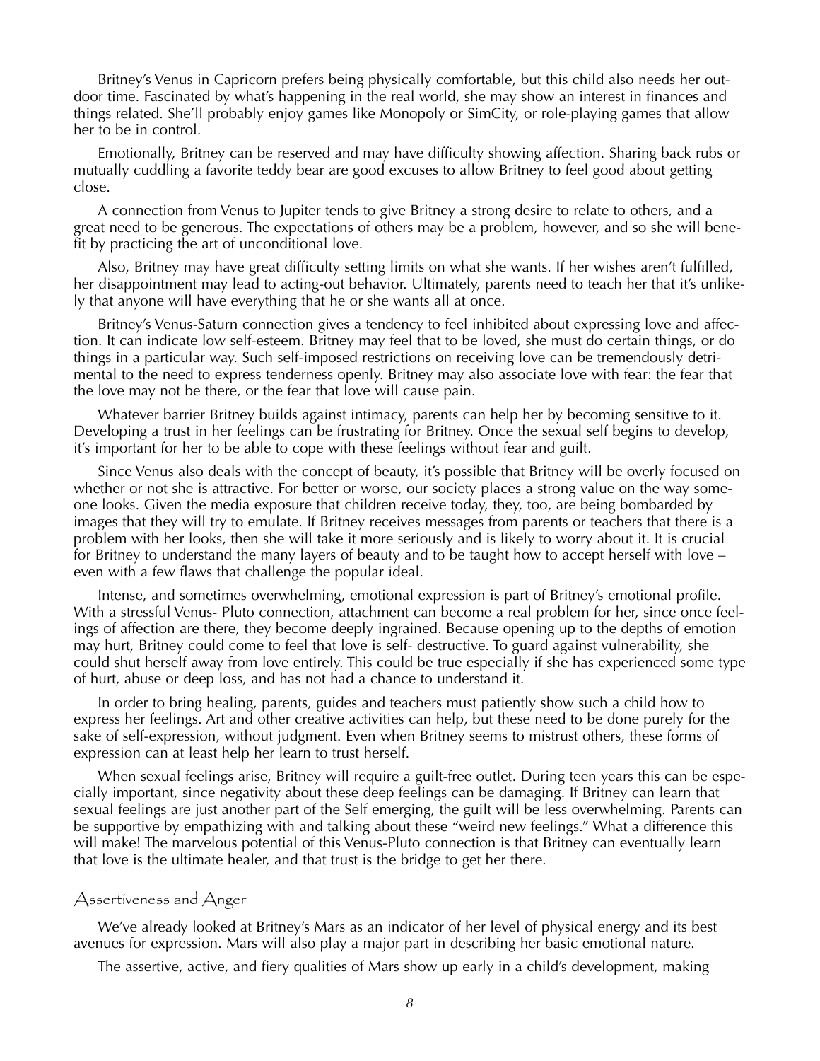Britney's Venus in Capricorn prefers being physically comfortable, but this child also needs her outdoor time. Fascinated by what's happening in the real world, she may show an interest in finances and things related. She'll probably enjoy games like Monopoly or SimCity, or role-playing games that allow her to be in control.

Emotionally, Britney can be reserved and may have difficulty showing affection. Sharing back rubs or mutually cuddling a favorite teddy bear are good excuses to allow Britney to feel good about getting close.

A connection from Venus to Jupiter tends to give Britney a strong desire to relate to others, and a great need to be generous. The expectations of others may be a problem, however, and so she will benefit by practicing the art of unconditional love.

Also, Britney may have great difficulty setting limits on what she wants. If her wishes aren't fulfilled, her disappointment may lead to acting-out behavior. Ultimately, parents need to teach her that it's unlikely that anyone will have everything that he or she wants all at once.

Britney's Venus-Saturn connection gives a tendency to feel inhibited about expressing love and affection. It can indicate low self-esteem. Britney may feel that to be loved, she must do certain things, or do things in a particular way. Such self-imposed restrictions on receiving love can be tremendously detrimental to the need to express tenderness openly. Britney may also associate love with fear: the fear that the love may not be there, or the fear that love will cause pain.

Whatever barrier Britney builds against intimacy, parents can help her by becoming sensitive to it. Developing a trust in her feelings can be frustrating for Britney. Once the sexual self begins to develop, it's important for her to be able to cope with these feelings without fear and guilt.

Since Venus also deals with the concept of beauty, it's possible that Britney will be overly focused on whether or not she is attractive. For better or worse, our society places a strong value on the way someone looks. Given the media exposure that children receive today, they, too, are being bombarded by images that they will try to emulate. If Britney receives messages from parents or teachers that there is a problem with her looks, then she will take it more seriously and is likely to worry about it. It is crucial for Britney to understand the many layers of beauty and to be taught how to accept herself with love – even with a few flaws that challenge the popular ideal.

Intense, and sometimes overwhelming, emotional expression is part of Britney's emotional profile. With a stressful Venus- Pluto connection, attachment can become a real problem for her, since once feelings of affection are there, they become deeply ingrained. Because opening up to the depths of emotion may hurt, Britney could come to feel that love is self- destructive. To guard against vulnerability, she could shut herself away from love entirely. This could be true especially if she has experienced some type of hurt, abuse or deep loss, and has not had a chance to understand it.

In order to bring healing, parents, guides and teachers must patiently show such a child how to express her feelings. Art and other creative activities can help, but these need to be done purely for the sake of self-expression, without judgment. Even when Britney seems to mistrust others, these forms of expression can at least help her learn to trust herself.

When sexual feelings arise, Britney will require a guilt-free outlet. During teen years this can be especially important, since negativity about these deep feelings can be damaging. If Britney can learn that sexual feelings are just another part of the Self emerging, the guilt will be less overwhelming. Parents can be supportive by empathizing with and talking about these "weird new feelings." What a difference this will make! The marvelous potential of this Venus-Pluto connection is that Britney can eventually learn that love is the ultimate healer, and that trust is the bridge to get her there.

## Assertiveness and Anger

We've already looked at Britney's Mars as an indicator of her level of physical energy and its best avenues for expression. Mars will also play a major part in describing her basic emotional nature.

The assertive, active, and fiery qualities of Mars show up early in a child's development, making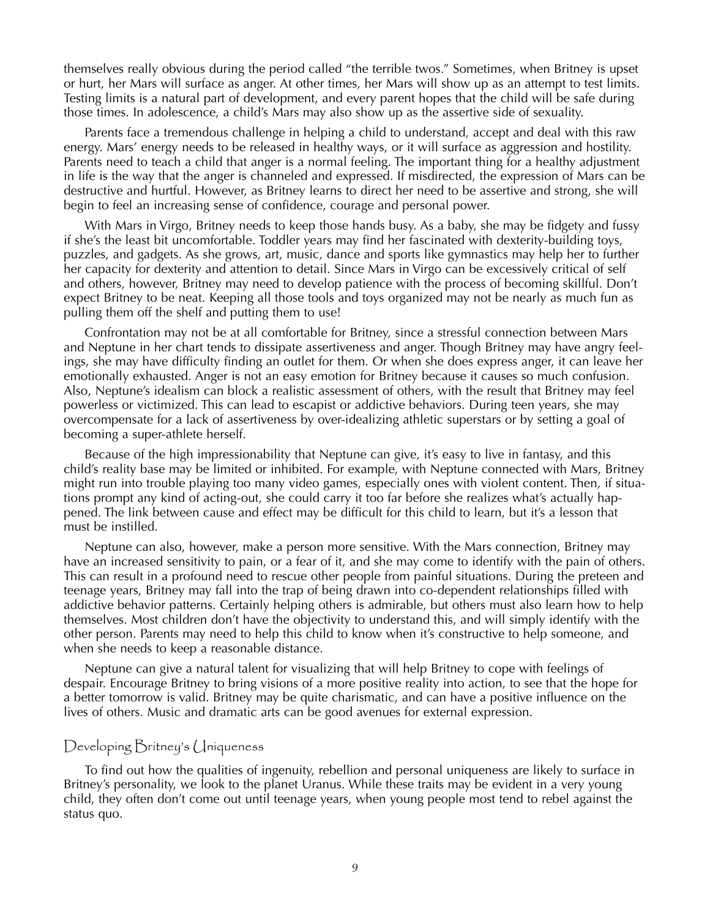themselves really obvious during the period called "the terrible twos." Sometimes, when Britney is upset or hurt, her Mars will surface as anger. At other times, her Mars will show up as an attempt to test limits. Testing limits is a natural part of development, and every parent hopes that the child will be safe during those times. In adolescence, a child's Mars may also show up as the assertive side of sexuality.

Parents face a tremendous challenge in helping a child to understand, accept and deal with this raw energy. Mars' energy needs to be released in healthy ways, or it will surface as aggression and hostility. Parents need to teach a child that anger is a normal feeling. The important thing for a healthy adjustment in life is the way that the anger is channeled and expressed. If misdirected, the expression of Mars can be destructive and hurtful. However, as Britney learns to direct her need to be assertive and strong, she will begin to feel an increasing sense of confidence, courage and personal power.

With Mars in Virgo, Britney needs to keep those hands busy. As a baby, she may be fidgety and fussy if she's the least bit uncomfortable. Toddler years may find her fascinated with dexterity-building toys, puzzles, and gadgets. As she grows, art, music, dance and sports like gymnastics may help her to further her capacity for dexterity and attention to detail. Since Mars in Virgo can be excessively critical of self and others, however, Britney may need to develop patience with the process of becoming skillful. Don't expect Britney to be neat. Keeping all those tools and toys organized may not be nearly as much fun as pulling them off the shelf and putting them to use!

Confrontation may not be at all comfortable for Britney, since a stressful connection between Mars and Neptune in her chart tends to dissipate assertiveness and anger. Though Britney may have angry feelings, she may have difficulty finding an outlet for them. Or when she does express anger, it can leave her emotionally exhausted. Anger is not an easy emotion for Britney because it causes so much confusion. Also, Neptune's idealism can block a realistic assessment of others, with the result that Britney may feel powerless or victimized. This can lead to escapist or addictive behaviors. During teen years, she may overcompensate for a lack of assertiveness by over-idealizing athletic superstars or by setting a goal of becoming a super-athlete herself.

Because of the high impressionability that Neptune can give, it's easy to live in fantasy, and this child's reality base may be limited or inhibited. For example, with Neptune connected with Mars, Britney might run into trouble playing too many video games, especially ones with violent content. Then, if situations prompt any kind of acting-out, she could carry it too far before she realizes what's actually happened. The link between cause and effect may be difficult for this child to learn, but it's a lesson that must be instilled.

Neptune can also, however, make a person more sensitive. With the Mars connection, Britney may have an increased sensitivity to pain, or a fear of it, and she may come to identify with the pain of others. This can result in a profound need to rescue other people from painful situations. During the preteen and teenage years, Britney may fall into the trap of being drawn into co-dependent relationships filled with addictive behavior patterns. Certainly helping others is admirable, but others must also learn how to help themselves. Most children don't have the objectivity to understand this, and will simply identify with the other person. Parents may need to help this child to know when it's constructive to help someone, and when she needs to keep a reasonable distance.

Neptune can give a natural talent for visualizing that will help Britney to cope with feelings of despair. Encourage Britney to bring visions of a more positive reality into action, to see that the hope for a better tomorrow is valid. Britney may be quite charismatic, and can have a positive influence on the lives of others. Music and dramatic arts can be good avenues for external expression.

## Developing Britney's Uniqueness

To find out how the qualities of ingenuity, rebellion and personal uniqueness are likely to surface in Britney's personality, we look to the planet Uranus. While these traits may be evident in a very young child, they often don't come out until teenage years, when young people most tend to rebel against the status quo.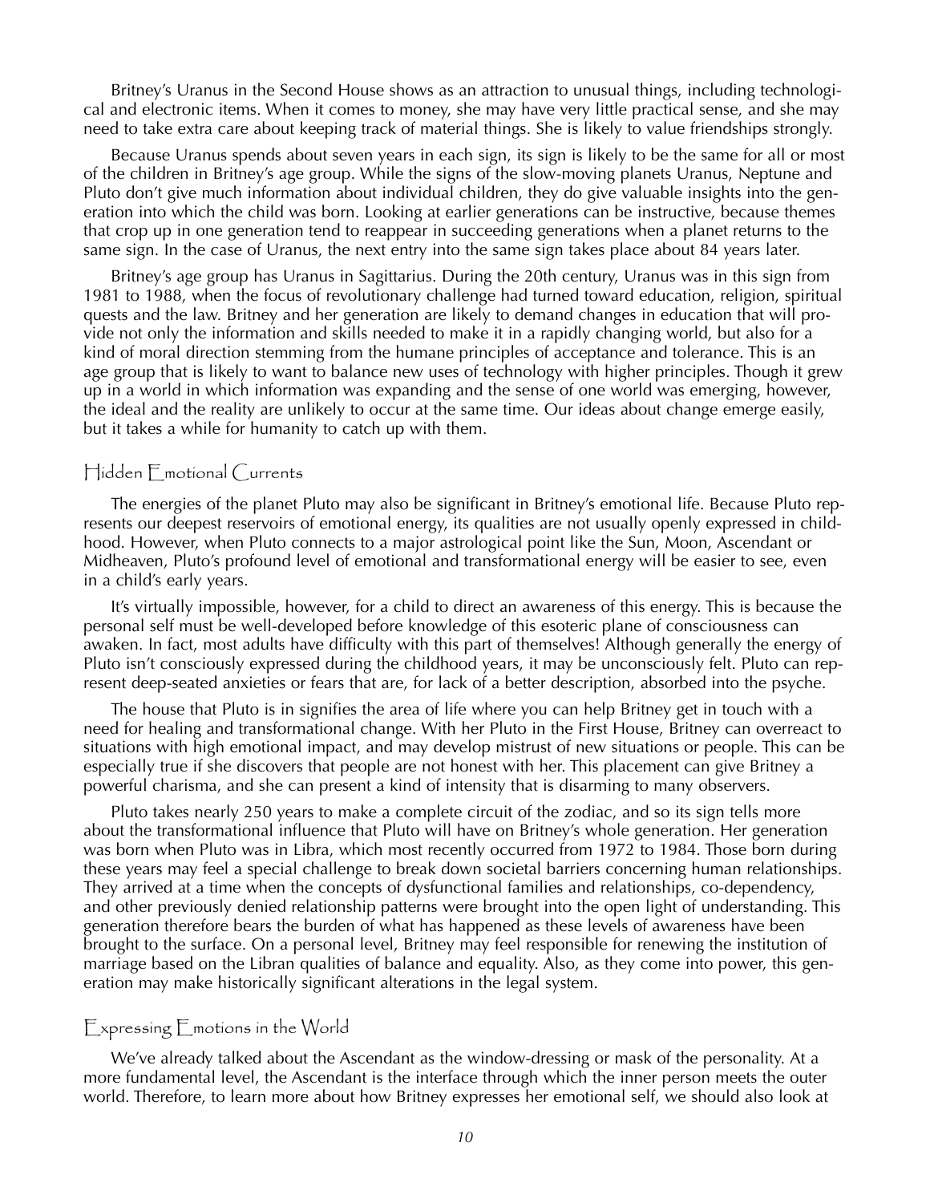Britney's Uranus in the Second House shows as an attraction to unusual things, including technological and electronic items. When it comes to money, she may have very little practical sense, and she may need to take extra care about keeping track of material things. She is likely to value friendships strongly.

Because Uranus spends about seven years in each sign, its sign is likely to be the same for all or most of the children in Britney's age group. While the signs of the slow-moving planets Uranus, Neptune and Pluto don't give much information about individual children, they do give valuable insights into the generation into which the child was born. Looking at earlier generations can be instructive, because themes that crop up in one generation tend to reappear in succeeding generations when a planet returns to the same sign. In the case of Uranus, the next entry into the same sign takes place about 84 years later.

Britney's age group has Uranus in Sagittarius. During the 20th century, Uranus was in this sign from 1981 to 1988, when the focus of revolutionary challenge had turned toward education, religion, spiritual quests and the law. Britney and her generation are likely to demand changes in education that will provide not only the information and skills needed to make it in a rapidly changing world, but also for a kind of moral direction stemming from the humane principles of acceptance and tolerance. This is an age group that is likely to want to balance new uses of technology with higher principles. Though it grew up in a world in which information was expanding and the sense of one world was emerging, however, the ideal and the reality are unlikely to occur at the same time. Our ideas about change emerge easily, but it takes a while for humanity to catch up with them.

## Hidden Emotional Currents

The energies of the planet Pluto may also be significant in Britney's emotional life. Because Pluto represents our deepest reservoirs of emotional energy, its qualities are not usually openly expressed in childhood. However, when Pluto connects to a major astrological point like the Sun, Moon, Ascendant or Midheaven, Pluto's profound level of emotional and transformational energy will be easier to see, even in a child's early years.

It's virtually impossible, however, for a child to direct an awareness of this energy. This is because the personal self must be well-developed before knowledge of this esoteric plane of consciousness can awaken. In fact, most adults have difficulty with this part of themselves! Although generally the energy of Pluto isn't consciously expressed during the childhood years, it may be unconsciously felt. Pluto can represent deep-seated anxieties or fears that are, for lack of a better description, absorbed into the psyche.

The house that Pluto is in signifies the area of life where you can help Britney get in touch with a need for healing and transformational change. With her Pluto in the First House, Britney can overreact to situations with high emotional impact, and may develop mistrust of new situations or people. This can be especially true if she discovers that people are not honest with her. This placement can give Britney a powerful charisma, and she can present a kind of intensity that is disarming to many observers.

Pluto takes nearly 250 years to make a complete circuit of the zodiac, and so its sign tells more about the transformational influence that Pluto will have on Britney's whole generation. Her generation was born when Pluto was in Libra, which most recently occurred from 1972 to 1984. Those born during these years may feel a special challenge to break down societal barriers concerning human relationships. They arrived at a time when the concepts of dysfunctional families and relationships, co-dependency, and other previously denied relationship patterns were brought into the open light of understanding. This generation therefore bears the burden of what has happened as these levels of awareness have been brought to the surface. On a personal level, Britney may feel responsible for renewing the institution of marriage based on the Libran qualities of balance and equality. Also, as they come into power, this generation may make historically significant alterations in the legal system.

## Expressing Emotions in the World

We've already talked about the Ascendant as the window-dressing or mask of the personality. At a more fundamental level, the Ascendant is the interface through which the inner person meets the outer world. Therefore, to learn more about how Britney expresses her emotional self, we should also look at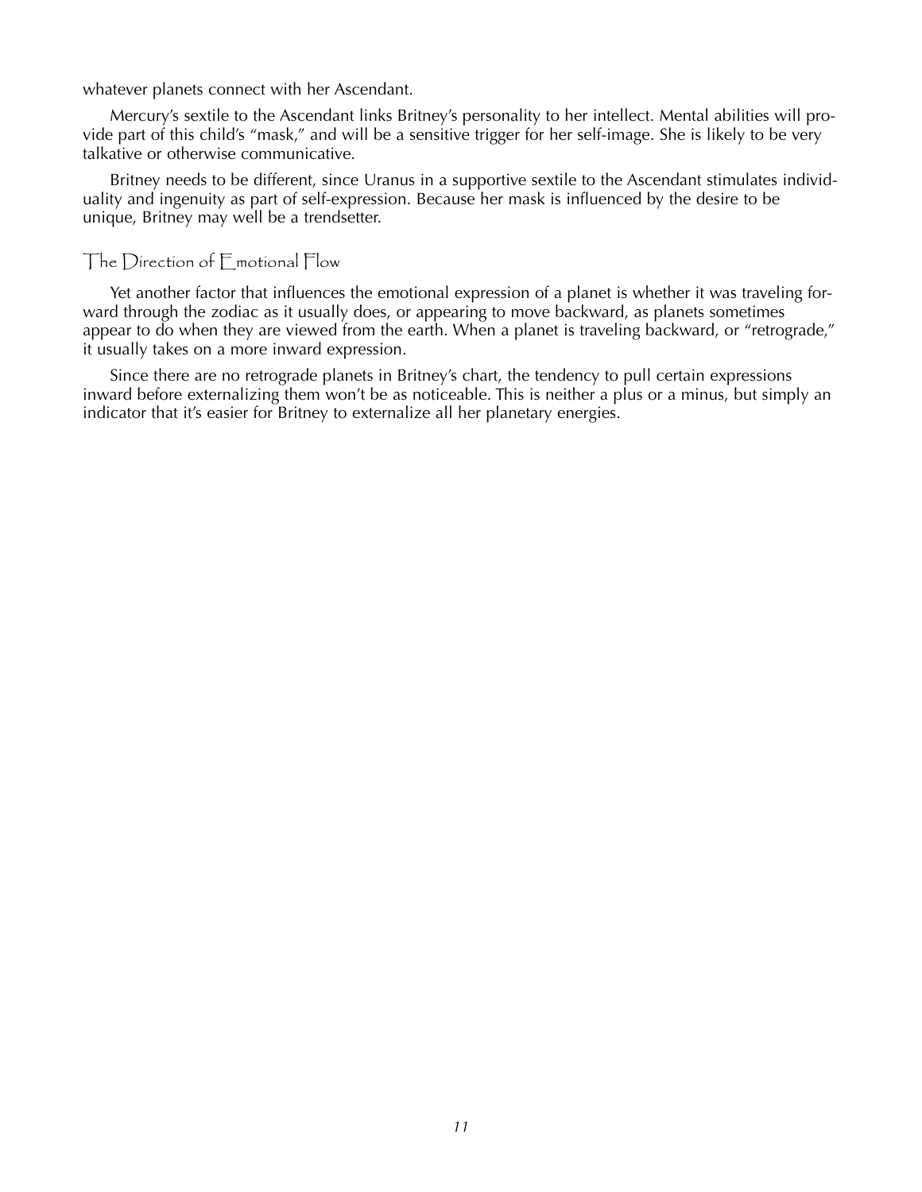whatever planets connect with her Ascendant.

Mercury's sextile to the Ascendant links Britney's personality to her intellect. Mental abilities will provide part of this child's "mask," and will be a sensitive trigger for her self-image. She is likely to be very talkative or otherwise communicative.

Britney needs to be different, since Uranus in a supportive sextile to the Ascendant stimulates individuality and ingenuity as part of self-expression. Because her mask is influenced by the desire to be unique, Britney may well be a trendsetter.

### The Direction of Emotional Flow

Yet another factor that influences the emotional expression of a planet is whether it was traveling forward through the zodiac as it usually does, or appearing to move backward, as planets sometimes appear to do when they are viewed from the earth. When a planet is traveling backward, or "retrograde," it usually takes on a more inward expression.

Since there are no retrograde planets in Britney's chart, the tendency to pull certain expressions inward before externalizing them won't be as noticeable. This is neither a plus or a minus, but simply an indicator that it's easier for Britney to externalize all her planetary energies.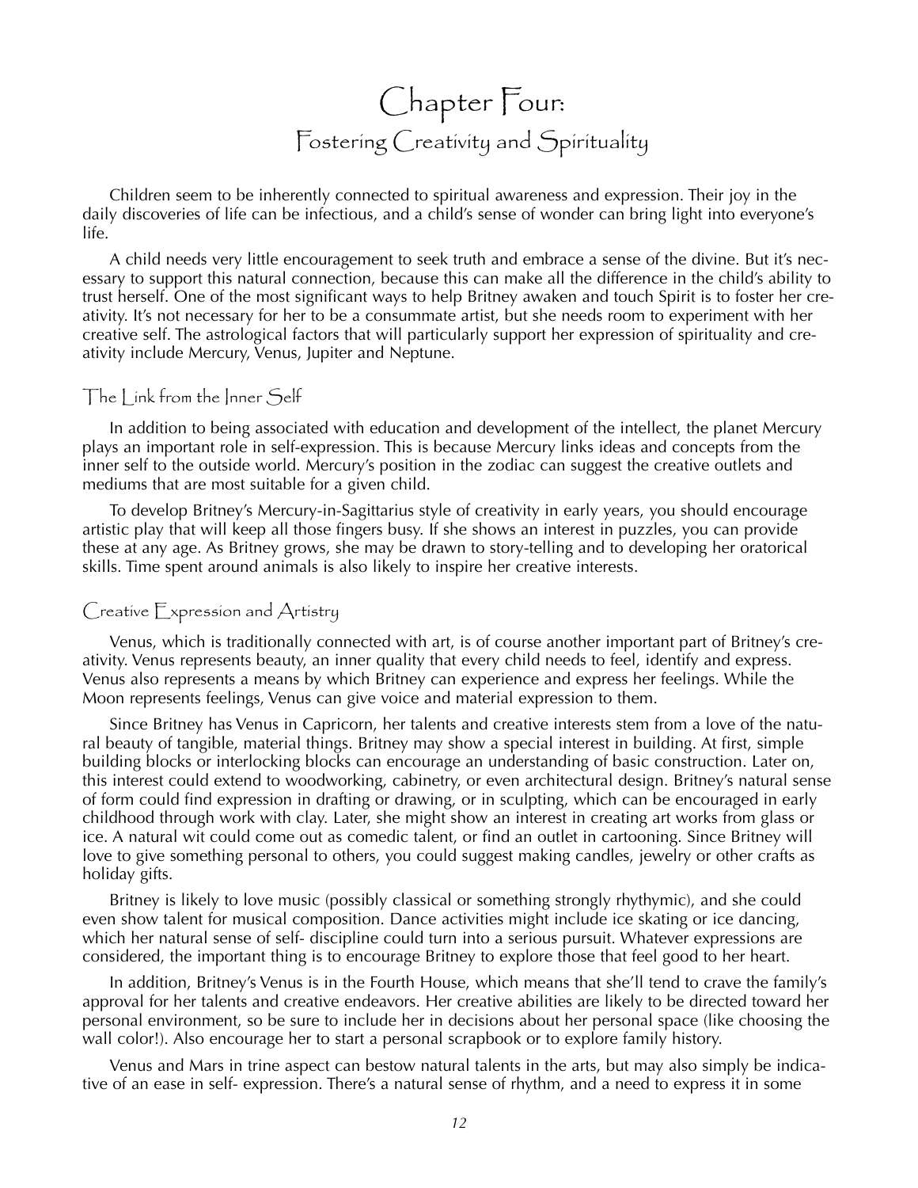# Chapter Four:
## Fostering Creativity and Spirituality

Children seem to be inherently connected to spiritual awareness and expression. Their joy in the daily discoveries of life can be infectious, and a child's sense of wonder can bring light into everyone's life.

A child needs very little encouragement to seek truth and embrace a sense of the divine. But it's necessary to support this natural connection, because this can make all the difference in the child's ability to trust herself. One of the most significant ways to help Britney awaken and touch Spirit is to foster her creativity. It's not necessary for her to be a consummate artist, but she needs room to experiment with her creative self. The astrological factors that will particularly support her expression of spirituality and creativity include Mercury, Venus, Jupiter and Neptune.

### The Link from the Inner Self

In addition to being associated with education and development of the intellect, the planet Mercury plays an important role in self-expression. This is because Mercury links ideas and concepts from the inner self to the outside world. Mercury's position in the zodiac can suggest the creative outlets and mediums that are most suitable for a given child.

To develop Britney's Mercury-in-Sagittarius style of creativity in early years, you should encourage artistic play that will keep all those fingers busy. If she shows an interest in puzzles, you can provide these at any age. As Britney grows, she may be drawn to story-telling and to developing her oratorical skills. Time spent around animals is also likely to inspire her creative interests.

### Creative Expression and Artistry

Venus, which is traditionally connected with art, is of course another important part of Britney's creativity. Venus represents beauty, an inner quality that every child needs to feel, identify and express. Venus also represents a means by which Britney can experience and express her feelings. While the Moon represents feelings, Venus can give voice and material expression to them.

Since Britney has Venus in Capricorn, her talents and creative interests stem from a love of the natural beauty of tangible, material things. Britney may show a special interest in building. At first, simple building blocks or interlocking blocks can encourage an understanding of basic construction. Later on, this interest could extend to woodworking, cabinetry, or even architectural design. Britney's natural sense of form could find expression in drafting or drawing, or in sculpting, which can be encouraged in early childhood through work with clay. Later, she might show an interest in creating art works from glass or ice. A natural wit could come out as comedic talent, or find an outlet in cartooning. Since Britney will love to give something personal to others, you could suggest making candles, jewelry or other crafts as holiday gifts.

Britney is likely to love music (possibly classical or something strongly rhythymic), and she could even show talent for musical composition. Dance activities might include ice skating or ice dancing, which her natural sense of self- discipline could turn into a serious pursuit. Whatever expressions are considered, the important thing is to encourage Britney to explore those that feel good to her heart.

In addition, Britney's Venus is in the Fourth House, which means that she'll tend to crave the family's approval for her talents and creative endeavors. Her creative abilities are likely to be directed toward her personal environment, so be sure to include her in decisions about her personal space (like choosing the wall color!). Also encourage her to start a personal scrapbook or to explore family history.

Venus and Mars in trine aspect can bestow natural talents in the arts, but may also simply be indicative of an ease in self- expression. There's a natural sense of rhythm, and a need to express it in some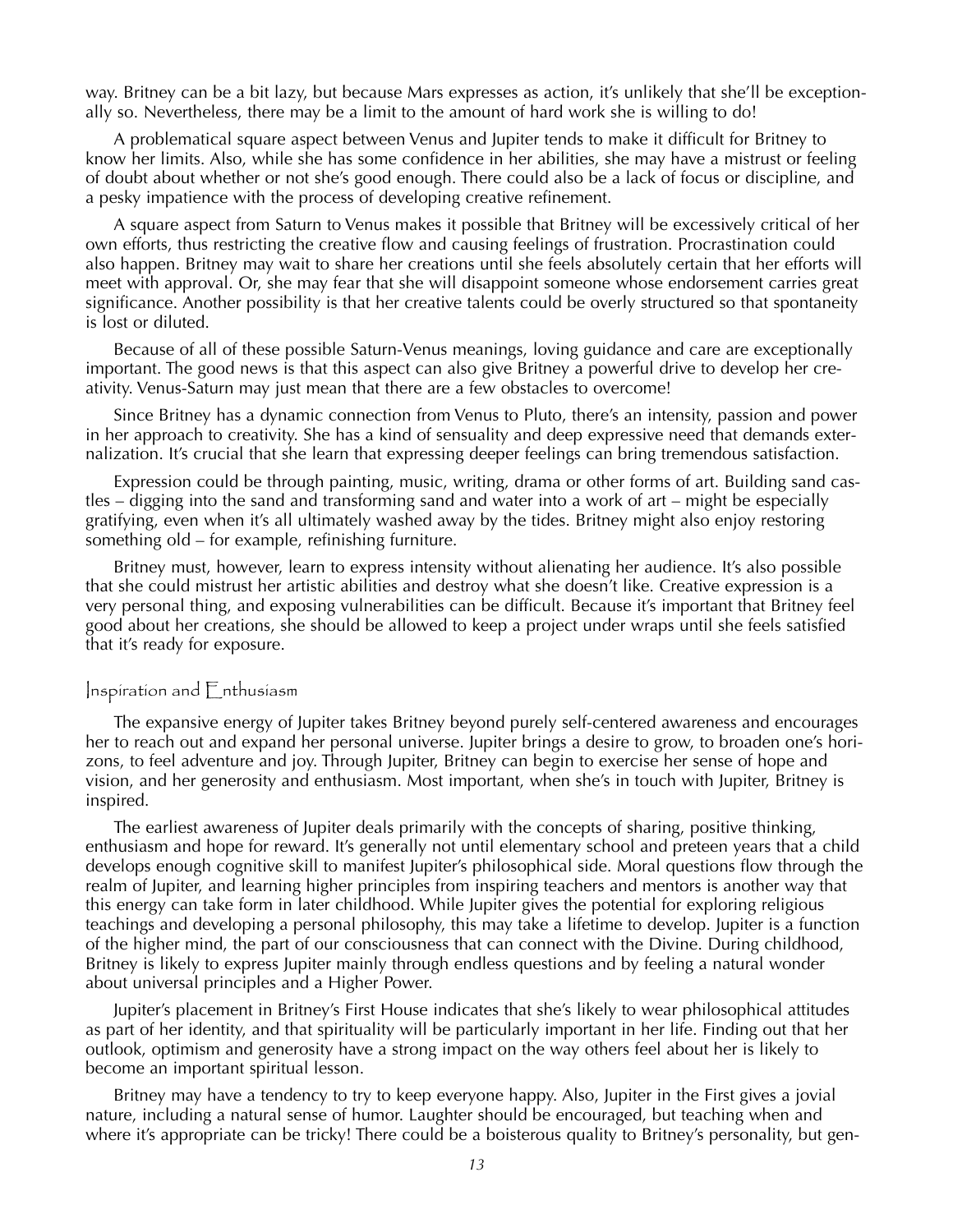way. Britney can be a bit lazy, but because Mars expresses as action, it's unlikely that she'll be exceptionally so. Nevertheless, there may be a limit to the amount of hard work she is willing to do!

A problematical square aspect between Venus and Jupiter tends to make it difficult for Britney to know her limits. Also, while she has some confidence in her abilities, she may have a mistrust or feeling of doubt about whether or not she's good enough. There could also be a lack of focus or discipline, and a pesky impatience with the process of developing creative refinement.

A square aspect from Saturn to Venus makes it possible that Britney will be excessively critical of her own efforts, thus restricting the creative flow and causing feelings of frustration. Procrastination could also happen. Britney may wait to share her creations until she feels absolutely certain that her efforts will meet with approval. Or, she may fear that she will disappoint someone whose endorsement carries great significance. Another possibility is that her creative talents could be overly structured so that spontaneity is lost or diluted.

Because of all of these possible Saturn-Venus meanings, loving guidance and care are exceptionally important. The good news is that this aspect can also give Britney a powerful drive to develop her creativity. Venus-Saturn may just mean that there are a few obstacles to overcome!

Since Britney has a dynamic connection from Venus to Pluto, there's an intensity, passion and power in her approach to creativity. She has a kind of sensuality and deep expressive need that demands externalization. It's crucial that she learn that expressing deeper feelings can bring tremendous satisfaction.

Expression could be through painting, music, writing, drama or other forms of art. Building sand castles – digging into the sand and transforming sand and water into a work of art – might be especially gratifying, even when it's all ultimately washed away by the tides. Britney might also enjoy restoring something old – for example, refinishing furniture.

Britney must, however, learn to express intensity without alienating her audience. It's also possible that she could mistrust her artistic abilities and destroy what she doesn't like. Creative expression is a very personal thing, and exposing vulnerabilities can be difficult. Because it's important that Britney feel good about her creations, she should be allowed to keep a project under wraps until she feels satisfied that it's ready for exposure.

## Inspiration and Enthusiasm

The expansive energy of Jupiter takes Britney beyond purely self-centered awareness and encourages her to reach out and expand her personal universe. Jupiter brings a desire to grow, to broaden one's horizons, to feel adventure and joy. Through Jupiter, Britney can begin to exercise her sense of hope and vision, and her generosity and enthusiasm. Most important, when she's in touch with Jupiter, Britney is inspired.

The earliest awareness of Jupiter deals primarily with the concepts of sharing, positive thinking, enthusiasm and hope for reward. It's generally not until elementary school and preteen years that a child develops enough cognitive skill to manifest Jupiter's philosophical side. Moral questions flow through the realm of Jupiter, and learning higher principles from inspiring teachers and mentors is another way that this energy can take form in later childhood. While Jupiter gives the potential for exploring religious teachings and developing a personal philosophy, this may take a lifetime to develop. Jupiter is a function of the higher mind, the part of our consciousness that can connect with the Divine. During childhood, Britney is likely to express Jupiter mainly through endless questions and by feeling a natural wonder about universal principles and a Higher Power.

Jupiter's placement in Britney's First House indicates that she's likely to wear philosophical attitudes as part of her identity, and that spirituality will be particularly important in her life. Finding out that her outlook, optimism and generosity have a strong impact on the way others feel about her is likely to become an important spiritual lesson.

Britney may have a tendency to try to keep everyone happy. Also, Jupiter in the First gives a jovial nature, including a natural sense of humor. Laughter should be encouraged, but teaching when and where it's appropriate can be tricky! There could be a boisterous quality to Britney's personality, but gen-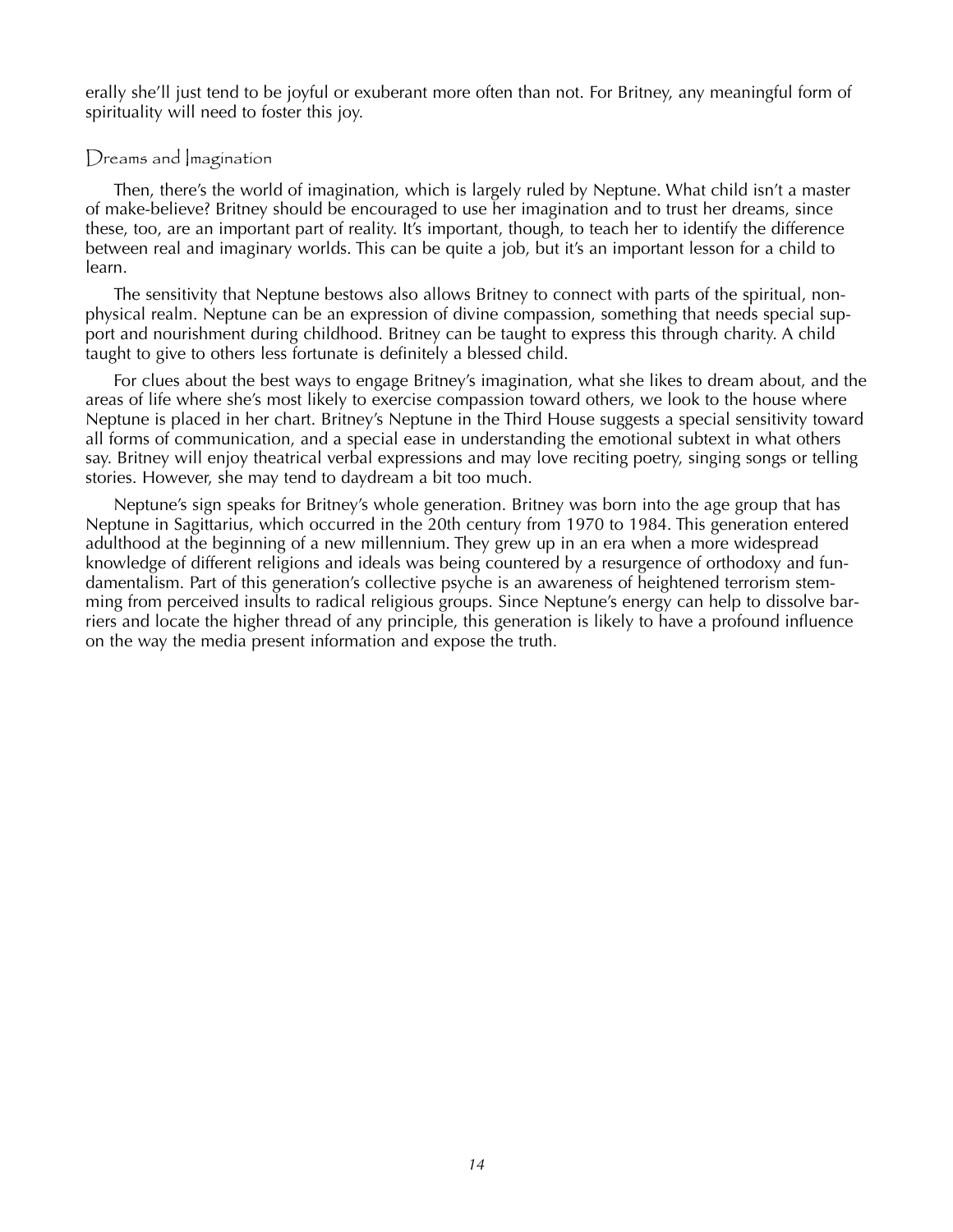erally she'll just tend to be joyful or exuberant more often than not. For Britney, any meaningful form of spirituality will need to foster this joy.

## Dreams and Imagination

Then, there's the world of imagination, which is largely ruled by Neptune. What child isn't a master of make-believe? Britney should be encouraged to use her imagination and to trust her dreams, since these, too, are an important part of reality. It's important, though, to teach her to identify the difference between real and imaginary worlds. This can be quite a job, but it's an important lesson for a child to learn.

The sensitivity that Neptune bestows also allows Britney to connect with parts of the spiritual, non-physical realm. Neptune can be an expression of divine compassion, something that needs special support and nourishment during childhood. Britney can be taught to express this through charity. A child taught to give to others less fortunate is definitely a blessed child.

For clues about the best ways to engage Britney's imagination, what she likes to dream about, and the areas of life where she's most likely to exercise compassion toward others, we look to the house where Neptune is placed in her chart. Britney's Neptune in the Third House suggests a special sensitivity toward all forms of communication, and a special ease in understanding the emotional subtext in what others say. Britney will enjoy theatrical verbal expressions and may love reciting poetry, singing songs or telling stories. However, she may tend to daydream a bit too much.

Neptune's sign speaks for Britney's whole generation. Britney was born into the age group that has Neptune in Sagittarius, which occurred in the 20th century from 1970 to 1984. This generation entered adulthood at the beginning of a new millennium. They grew up in an era when a more widespread knowledge of different religions and ideals was being countered by a resurgence of orthodoxy and fundamentalism. Part of this generation's collective psyche is an awareness of heightened terrorism stemming from perceived insults to radical religious groups. Since Neptune's energy can help to dissolve barriers and locate the higher thread of any principle, this generation is likely to have a profound influence on the way the media present information and expose the truth.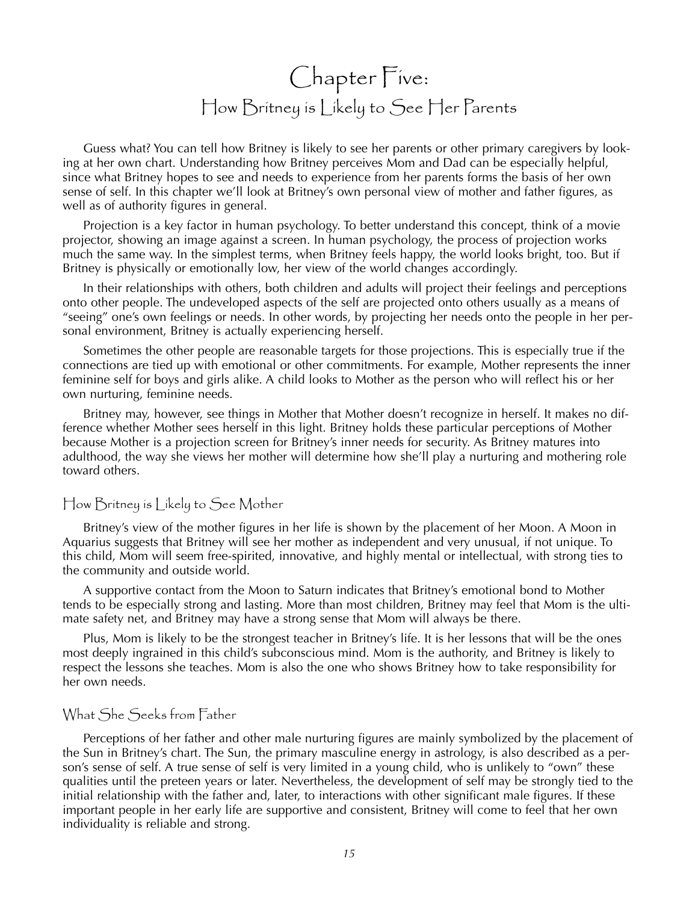# Chapter Five:
## How Britney is Likely to See Her Parents

Guess what? You can tell how Britney is likely to see her parents or other primary caregivers by looking at her own chart. Understanding how Britney perceives Mom and Dad can be especially helpful, since what Britney hopes to see and needs to experience from her parents forms the basis of her own sense of self. In this chapter we'll look at Britney's own personal view of mother and father figures, as well as of authority figures in general.

Projection is a key factor in human psychology. To better understand this concept, think of a movie projector, showing an image against a screen. In human psychology, the process of projection works much the same way. In the simplest terms, when Britney feels happy, the world looks bright, too. But if Britney is physically or emotionally low, her view of the world changes accordingly.

In their relationships with others, both children and adults will project their feelings and perceptions onto other people. The undeveloped aspects of the self are projected onto others usually as a means of "seeing" one's own feelings or needs. In other words, by projecting her needs onto the people in her personal environment, Britney is actually experiencing herself.

Sometimes the other people are reasonable targets for those projections. This is especially true if the connections are tied up with emotional or other commitments. For example, Mother represents the inner feminine self for boys and girls alike. A child looks to Mother as the person who will reflect his or her own nurturing, feminine needs.

Britney may, however, see things in Mother that Mother doesn't recognize in herself. It makes no difference whether Mother sees herself in this light. Britney holds these particular perceptions of Mother because Mother is a projection screen for Britney's inner needs for security. As Britney matures into adulthood, the way she views her mother will determine how she'll play a nurturing and mothering role toward others.

### How Britney is Likely to See Mother

Britney's view of the mother figures in her life is shown by the placement of her Moon. A Moon in Aquarius suggests that Britney will see her mother as independent and very unusual, if not unique. To this child, Mom will seem free-spirited, innovative, and highly mental or intellectual, with strong ties to the community and outside world.

A supportive contact from the Moon to Saturn indicates that Britney's emotional bond to Mother tends to be especially strong and lasting. More than most children, Britney may feel that Mom is the ultimate safety net, and Britney may have a strong sense that Mom will always be there.

Plus, Mom is likely to be the strongest teacher in Britney's life. It is her lessons that will be the ones most deeply ingrained in this child's subconscious mind. Mom is the authority, and Britney is likely to respect the lessons she teaches. Mom is also the one who shows Britney how to take responsibility for her own needs.

### What She Seeks from Father

Perceptions of her father and other male nurturing figures are mainly symbolized by the placement of the Sun in Britney's chart. The Sun, the primary masculine energy in astrology, is also described as a person's sense of self. A true sense of self is very limited in a young child, who is unlikely to "own" these qualities until the preteen years or later. Nevertheless, the development of self may be strongly tied to the initial relationship with the father and, later, to interactions with other significant male figures. If these important people in her early life are supportive and consistent, Britney will come to feel that her own individuality is reliable and strong.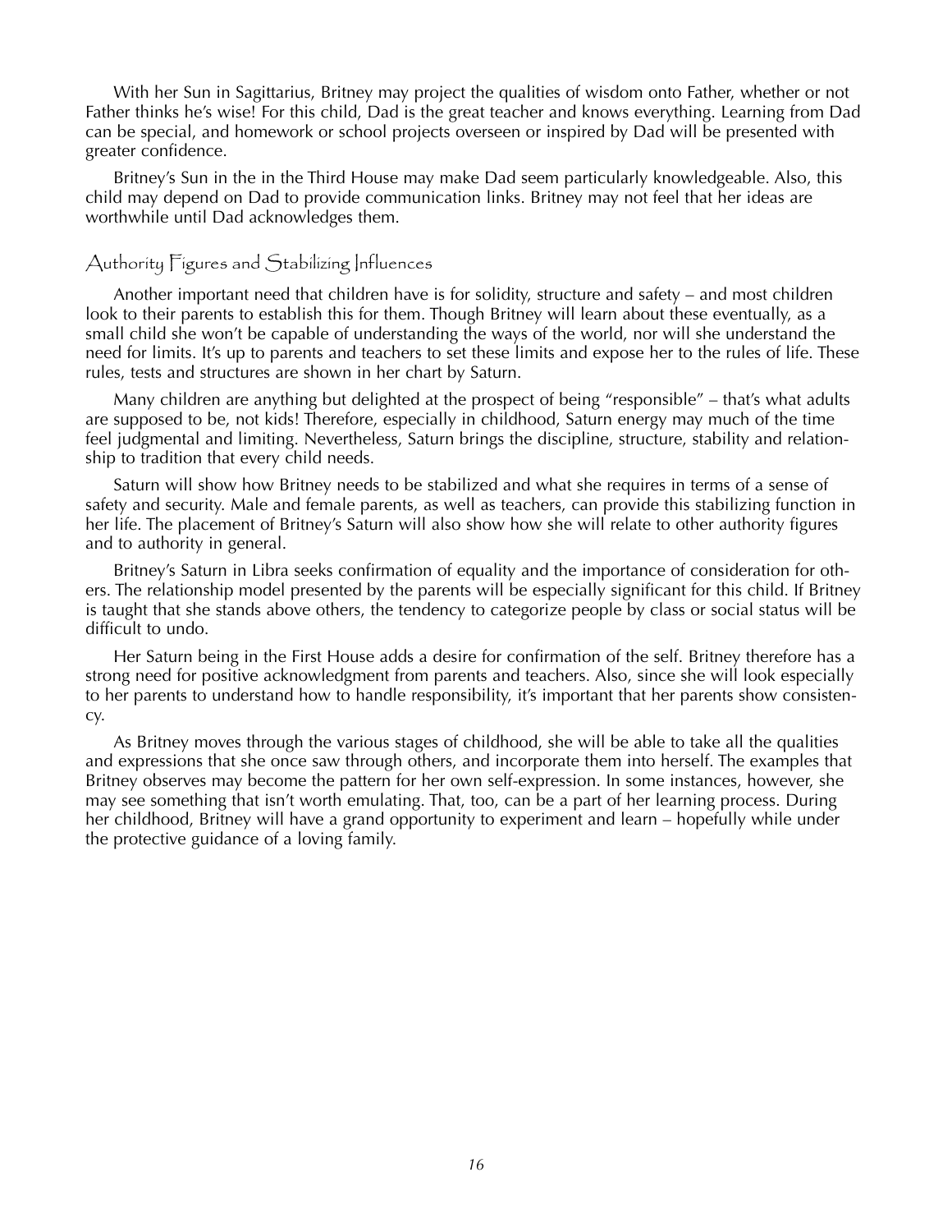With her Sun in Sagittarius, Britney may project the qualities of wisdom onto Father, whether or not Father thinks he's wise! For this child, Dad is the great teacher and knows everything. Learning from Dad can be special, and homework or school projects overseen or inspired by Dad will be presented with greater confidence.

Britney's Sun in the in the Third House may make Dad seem particularly knowledgeable. Also, this child may depend on Dad to provide communication links. Britney may not feel that her ideas are worthwhile until Dad acknowledges them.

## Authority Figures and Stabilizing Influences

Another important need that children have is for solidity, structure and safety – and most children look to their parents to establish this for them. Though Britney will learn about these eventually, as a small child she won't be capable of understanding the ways of the world, nor will she understand the need for limits. It's up to parents and teachers to set these limits and expose her to the rules of life. These rules, tests and structures are shown in her chart by Saturn.

Many children are anything but delighted at the prospect of being "responsible" – that's what adults are supposed to be, not kids! Therefore, especially in childhood, Saturn energy may much of the time feel judgmental and limiting. Nevertheless, Saturn brings the discipline, structure, stability and relationship to tradition that every child needs.

Saturn will show how Britney needs to be stabilized and what she requires in terms of a sense of safety and security. Male and female parents, as well as teachers, can provide this stabilizing function in her life. The placement of Britney's Saturn will also show how she will relate to other authority figures and to authority in general.

Britney's Saturn in Libra seeks confirmation of equality and the importance of consideration for others. The relationship model presented by the parents will be especially significant for this child. If Britney is taught that she stands above others, the tendency to categorize people by class or social status will be difficult to undo.

Her Saturn being in the First House adds a desire for confirmation of the self. Britney therefore has a strong need for positive acknowledgment from parents and teachers. Also, since she will look especially to her parents to understand how to handle responsibility, it's important that her parents show consistency.

As Britney moves through the various stages of childhood, she will be able to take all the qualities and expressions that she once saw through others, and incorporate them into herself. The examples that Britney observes may become the pattern for her own self-expression. In some instances, however, she may see something that isn't worth emulating. That, too, can be a part of her learning process. During her childhood, Britney will have a grand opportunity to experiment and learn – hopefully while under the protective guidance of a loving family.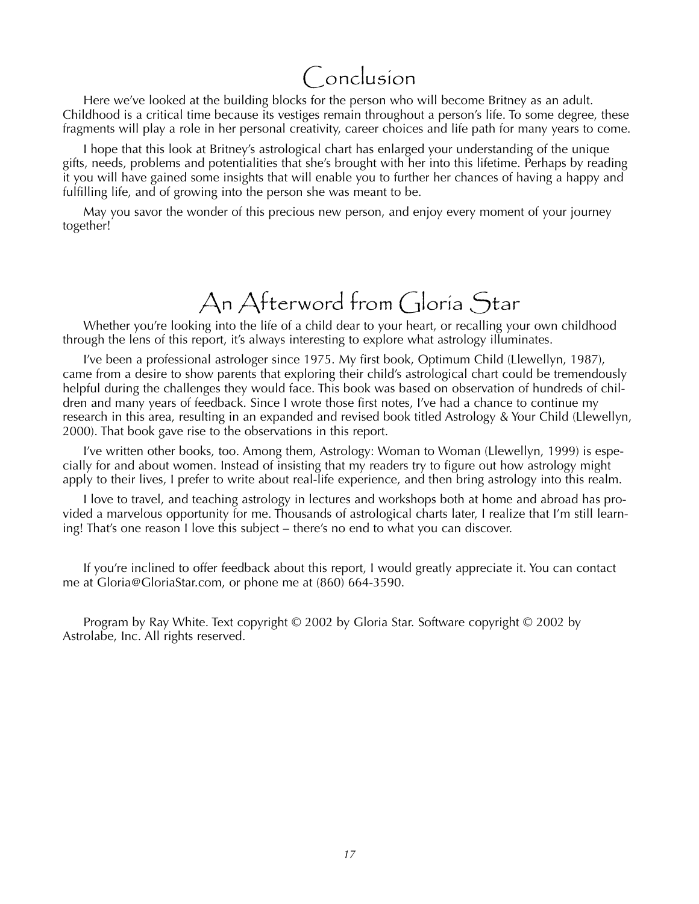# Conclusion

Here we've looked at the building blocks for the person who will become Britney as an adult. Childhood is a critical time because its vestiges remain throughout a person's life. To some degree, these fragments will play a role in her personal creativity, career choices and life path for many years to come.

I hope that this look at Britney's astrological chart has enlarged your understanding of the unique gifts, needs, problems and potentialities that she's brought with her into this lifetime. Perhaps by reading it you will have gained some insights that will enable you to further her chances of having a happy and fulfilling life, and of growing into the person she was meant to be.

May you savor the wonder of this precious new person, and enjoy every moment of your journey together!

# An Afterword from Gloria Star

Whether you're looking into the life of a child dear to your heart, or recalling your own childhood through the lens of this report, it's always interesting to explore what astrology illuminates.

I've been a professional astrologer since 1975. My first book, Optimum Child (Llewellyn, 1987), came from a desire to show parents that exploring their child's astrological chart could be tremendously helpful during the challenges they would face. This book was based on observation of hundreds of children and many years of feedback. Since I wrote those first notes, I've had a chance to continue my research in this area, resulting in an expanded and revised book titled Astrology & Your Child (Llewellyn, 2000). That book gave rise to the observations in this report.

I've written other books, too. Among them, Astrology: Woman to Woman (Llewellyn, 1999) is especially for and about women. Instead of insisting that my readers try to figure out how astrology might apply to their lives, I prefer to write about real-life experience, and then bring astrology into this realm.

I love to travel, and teaching astrology in lectures and workshops both at home and abroad has provided a marvelous opportunity for me. Thousands of astrological charts later, I realize that I'm still learning! That's one reason I love this subject – there's no end to what you can discover.

If you're inclined to offer feedback about this report, I would greatly appreciate it. You can contact me at Gloria@GloriaStar.com, or phone me at (860) 664-3590.

Program by Ray White. Text copyright © 2002 by Gloria Star. Software copyright © 2002 by Astrolabe, Inc. All rights reserved.